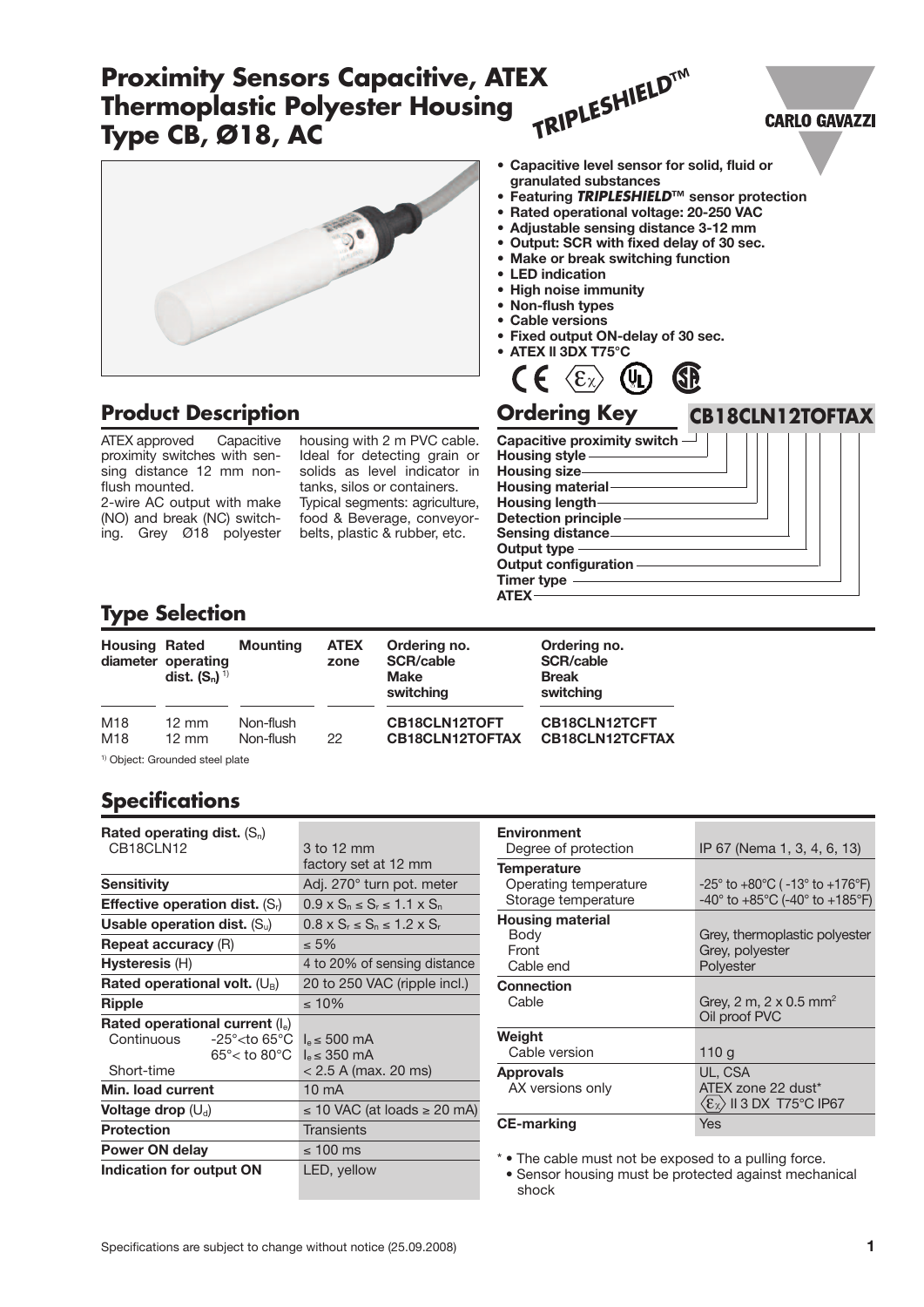# Proximity Sensors Capacitive, ATEX Thermoplastic Polyester Housing Type CB, Ø18, AC

*TRIPLESHIELD™*

CARLO GAVAZZI

- Capacitive level sensor for solid, fluid or granulated substances
- Featuring *TRIPLESHIELD*™ sensor protection
- Rated operational voltage: 20-250 VAC
- Adjustable sensing distance 3-12 mm
- Output: SCR with fixed delay of 30 sec.
- Make or break switching function
- LED indication
- High noise immunity
- Non-flush types
- Cable versions
- Fixed output ON-delay of 30 sec.
- ATEX II 3DX T75°C

## Product Description

ATEX approved Capacitive proximity switches with sensing distance 12 mm non-flush mounted.

2-wire AC output with make (NO) and break (NC) switching. Grey Ø18 polyester housing with 2 m PVC cable. Ideal for detecting grain or solids as level indicator in tanks, silos or containers. Typical segments: agriculture, food & Beverage, conveyor-belts, plastic & rubber, etc.

## Ordering Key

**CB18CLN12TOFTAX**

- Capacitive proximity switch
- Housing style
- Housing size
- Housing material
- Housing length
- Detection principle
- Sensing distance
- Output type
- Output configuration
- Timer type
- ATEX

## Type Selection

| Housing diameter | Rated operating dist. ($S_n$) [1] | Mounting | ATEX zone | Ordering no. SCR/cable Make switching | Ordering no. SCR/cable Break switching |
|---|---|---|---|---|---|
| M18 | 12 mm | Non-flush | | **CB18CLN12TOFT** | **CB18CLN12TCFT** |
| M18 | 12 mm | Non-flush | 22 | **CB18CLN12TOFTAX** | **CB18CLN12TCFTAX** |

[1] Object: Grounded steel plate

## Specifications

| | |
|---|---|
| **Rated operating dist.** ($S_n$) CB18CLN12 | 3 to 12 mm factory set at 12 mm |
| **Sensitivity** | Adj. 270° turn pot. meter |
| **Effective operation dist.** ($S_r$) | $0.9 \times S_n \leq S_r \leq 1.1 \times S_n$ |
| **Usable operation dist.** ($S_u$) | $0.8 \times S_r \leq S_n \leq 1.2 \times S_r$ |
| **Repeat accuracy** (R) | ≤ 5% |
| **Hysteresis** (H) | 4 to 20% of sensing distance |
| **Rated operational volt.** ($U_B$) | 20 to 250 VAC (ripple incl.) |
| **Ripple** | ≤ 10% |
| **Rated operational current** ($I_e$) | |
| Continuous -25°<to 65°C | $I_e \leq$ 500 mA |
| 65°< to 80°C | $I_e \leq$ 350 mA |
| Short-time | < 2.5 A (max. 20 ms) |
| **Min. load current** | 10 mA |
| **Voltage drop** ($U_d$) | ≤ 10 VAC (at loads ≥ 20 mA) |
| **Protection** | Transients |
| **Power ON delay** | ≤ 100 ms |
| **Indication for output ON** | LED, yellow |

| | |
|---|---|
| **Environment** Degree of protection | IP 67 (Nema 1, 3, 4, 6, 13) |
| **Temperature** | |
| Operating temperature | -25° to +80°C ( -13° to +176°F) |
| Storage temperature | -40° to +85°C (-40° to +185°F) |
| **Housing material** | |
| Body | Grey, thermoplastic polyester |
| Front | Grey, polyester |
| Cable end | Polyester |
| **Connection** Cable | Grey, 2 m, 2 x 0.5 mm² Oil proof PVC |
| **Weight** Cable version | 110 g |
| **Approvals** | UL, CSA |
| AX versions only | ATEX zone 22 dust* II 3 DX T75°C IP67 |
| **CE-marking** | Yes |

\* • The cable must not be exposed to a pulling force.
• Sensor housing must be protected against mechanical shock

Specifications are subject to change without notice (25.09.2008)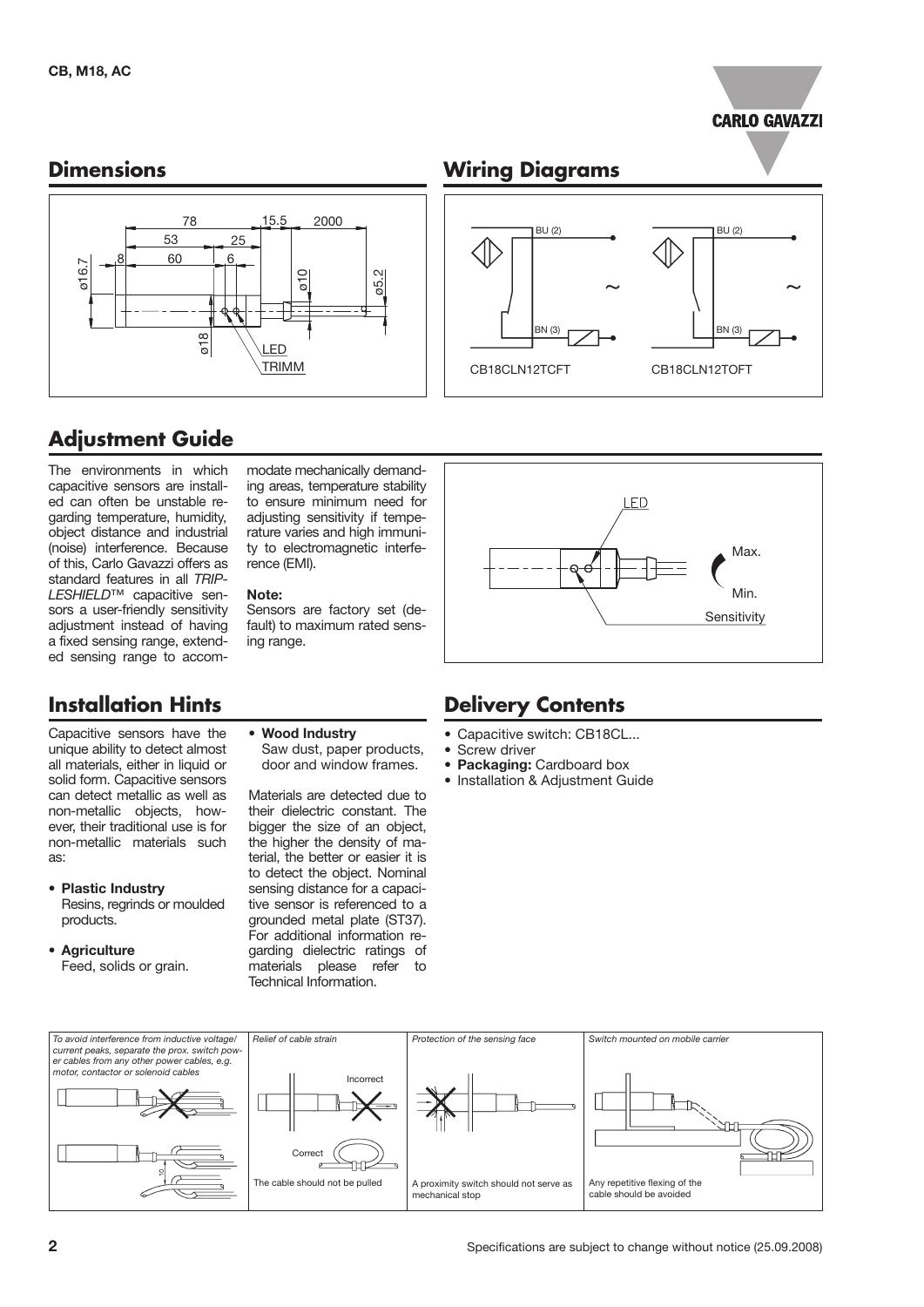## Dimensions

78
53
25
15.5
2000
8
60
6
ø16.7
ø10
ø5.2
ø18
LED
TRIMM

## Wiring Diagrams

BU (2)
BN (3)
~
CB18CLN12TCFT

BU (2)
BN (3)
~
CB18CLN12TOFT

## Adjustment Guide

The environments in which capacitive sensors are installed can often be unstable regarding temperature, humidity, object distance and industrial (noise) interference. Because of this, Carlo Gavazzi offers as standard features in all *TRIPLESHIELD*™ capacitive sensors a user-friendly sensitivity adjustment instead of having a fixed sensing range, extended sensing range to accommodate mechanically demanding areas, temperature stability to ensure minimum need for adjusting sensitivity if temperature varies and high immunity to electromagnetic interference (EMI).

**Note:**
Sensors are factory set (default) to maximum rated sensing range.

LED
Max.
Min.
Sensitivity

## Installation Hints

Capacitive sensors have the unique ability to detect almost all materials, either in liquid or solid form. Capacitive sensors can detect metallic as well as non-metallic objects, however, their traditional use is for non-metallic materials such as:

- **Plastic Industry**
  Resins, regrinds or moulded products.
- **Agriculture**
  Feed, solids or grain.
- **Wood Industry**
  Saw dust, paper products, door and window frames.

Materials are detected due to their dielectric constant. The bigger the size of an object, the higher the density of material, the better or easier it is to detect the object. Nominal sensing distance for a capacitive sensor is referenced to a grounded metal plate (ST37). For additional information regarding dielectric ratings of materials please refer to Technical Information.

## Delivery Contents

- Capacitive switch: CB18CL...
- Screw driver
- **Packaging:** Cardboard box
- Installation & Adjustment Guide

*To avoid interference from inductive voltage/ current peaks, separate the prox. switch power cables from any other power cables, e.g. motor, contactor or solenoid cables*

10

*Relief of cable strain*

Incorrect

Correct

The cable should not be pulled

*Protection of the sensing face*

A proximity switch should not serve as mechanical stop

*Switch mounted on mobile carrier*

Any repetitive flexing of the cable should be avoided

Specifications are subject to change without notice (25.09.2008)